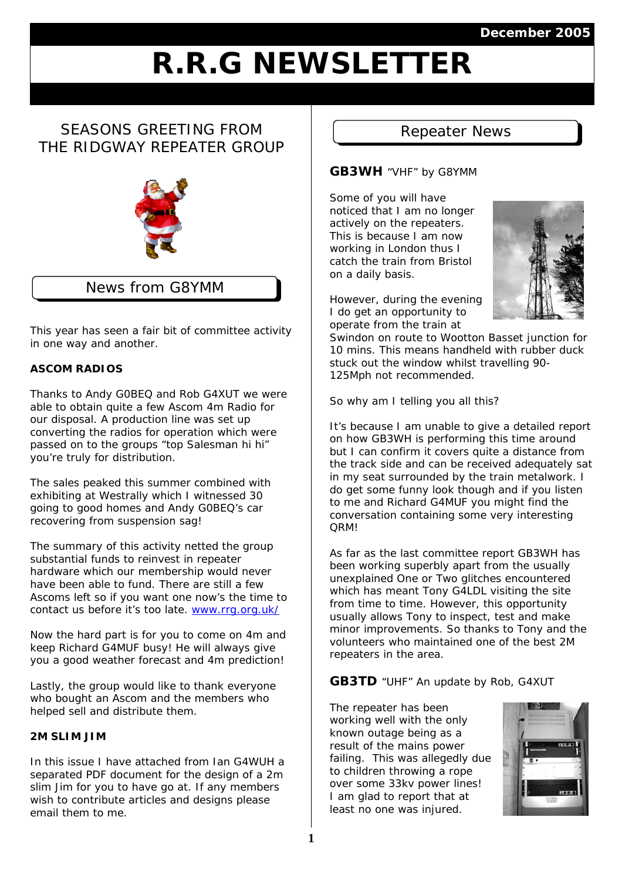December 2005

# R.R.G NEWSLETTER

## SEASONS GREETING FROM THE RIDGWAY REPEATER GROUP

## News from G8YMM

This year has seen a fair bit of committee activity in one way and another.

**ASCOM RADIOS**

Thanks to Andy G0BEQ and Rob G4XUT we were able to obtain quite a few Ascom 4m Radio for our disposal. A production line was set up converting the radios for operation which were passed on to the groups "top Salesman hi hi" you're truly for distribution.

The sales peaked this summer combined with exhibiting at Westrally which I witnessed 30 going to good homes and Andy G0BEQ's car recovering from suspension sag!

The summary of this activity netted the group substantial funds to reinvest in repeater hardware which our membership would never have been able to fund. There are still a few Ascoms left so if you want one now's the time to contact us before it's too late. [www.rrg.org.uk/](www.rrg.org.uk/)

Now the hard part is for you to come on 4m and keep Richard G4MUF busy! He will always give you a good weather forecast and 4m prediction!

Lastly, the group would like to thank everyone who bought an Ascom and the members who helped sell and distribute them.

**2M SLIM JIM**

In this issue I have attached from Ian G4WUH a separated PDF document for the design of a 2m slim Jim for you to have go at. If any members wish to contribute articles and designs please email them to me.

## Repeater News

### GB3WH "VHF" by G8YMM

Some of you will have noticed that I am no longer actively on the repeaters. This is because I am now working in London thus I catch the train from Bristol on a daily basis.

However, during the evening I do get an opportunity to operate from the train at Swindon on route to Wootton Basset junction for 10 mins. This means handheld with rubber duck stuck out the window whilst travelling 90-125Mph not recommended.

So why am I telling you all this?

It's because I am unable to give a detailed report on how GB3WH is performing this time around but I can confirm it covers quite a distance from the track side and can be received adequately sat in my seat surrounded by the train metalwork. I do get some funny look though and if you listen to me and Richard G4MUF you might find the conversation containing some very interesting QRM!

As far as the last committee report GB3WH has been working superbly apart from the usually unexplained One or Two glitches encountered which has meant Tony G4LDL visiting the site from time to time. However, this opportunity usually allows Tony to inspect, test and make minor improvements. So thanks to Tony and the volunteers who maintained one of the best 2M repeaters in the area.

### GB3TD "UHF" An update by Rob, G4XUT

The repeater has been working well with the only known outage being as a result of the mains power failing. This was allegedly due to children throwing a rope over some 33kv power lines! I am glad to report that at least no one was injured.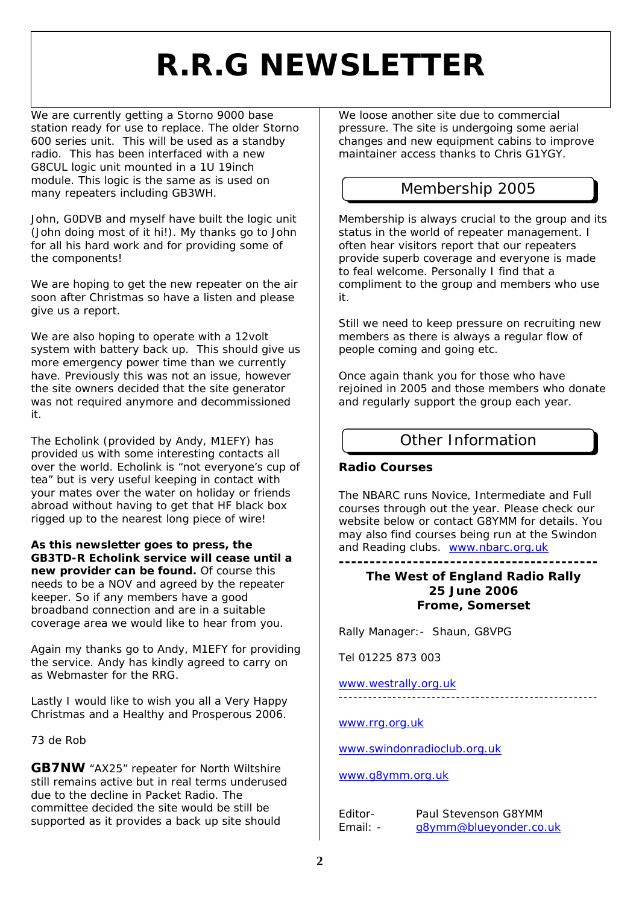# R.R.G NEWSLETTER

We are currently getting a Storno 9000 base station ready for use to replace. The older Storno 600 series unit. This will be used as a standby radio. This has been interfaced with a new G8CUL logic unit mounted in a 1U 19inch module. This logic is the same as is used on many repeaters including GB3WH.

John, G0DVB and myself have built the logic unit (John doing most of it hi!). My thanks go to John for all his hard work and for providing some of the components!

We are hoping to get the new repeater on the air soon after Christmas so have a listen and please give us a report.

We are also hoping to operate with a 12volt system with battery back up. This should give us more emergency power time than we currently have. Previously this was not an issue, however the site owners decided that the site generator was not required anymore and decommissioned it.

The Echolink (provided by Andy, M1EFY) has provided us with some interesting contacts all over the world. Echolink is "not everyone's cup of tea" but is very useful keeping in contact with your mates over the water on holiday or friends abroad without having to get that HF black box rigged up to the nearest long piece of wire!

**As this newsletter goes to press, the GB3TD-R Echolink service will cease until a new provider can be found.** Of course this needs to be a NOV and agreed by the repeater keeper. So if any members have a good broadband connection and are in a suitable coverage area we would like to hear from you.

Again my thanks go to Andy, M1EFY for providing the service. Andy has kindly agreed to carry on as Webmaster for the RRG.

Lastly I would like to wish you all a Very Happy Christmas and a Healthy and Prosperous 2006.

73 de Rob

**GB7NW** "AX25" repeater for North Wiltshire still remains active but in real terms underused due to the decline in Packet Radio. The committee decided the site would be still be supported as it provides a back up site should We loose another site due to commercial pressure. The site is undergoing some aerial changes and new equipment cabins to improve maintainer access thanks to Chris G1YGY.

## Membership 2005

Membership is always crucial to the group and its status in the world of repeater management. I often hear visitors report that our repeaters provide superb coverage and everyone is made to feal welcome. Personally I find that a compliment to the group and members who use it.

Still we need to keep pressure on recruiting new members as there is always a regular flow of people coming and going etc.

Once again thank you for those who have rejoined in 2005 and those members who donate and regularly support the group each year.

## Other Information

**Radio Courses**

The NBARC runs Novice, Intermediate and Full courses through out the year. Please check our website below or contact G8YMM for details. You may also find courses being run at the Swindon and Reading clubs. www.nbarc.org.uk

---

**The West of England Radio Rally**
**25 June 2006**
**Frome, Somerset**

Rally Manager:- Shaun, G8VPG

Tel 01225 873 003

www.westrally.org.uk

---

www.rrg.org.uk

www.swindonradioclub.org.uk

www.g8ymm.org.uk

Editor- Paul Stevenson G8YMM
Email: - g8ymm@blueyonder.co.uk